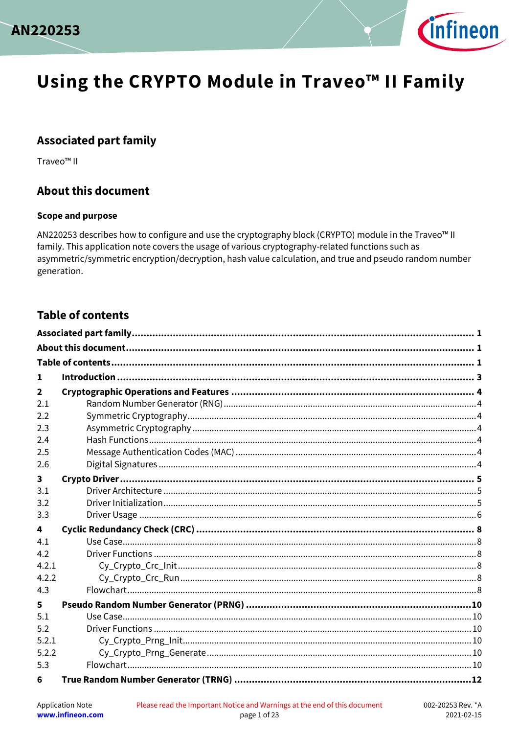# Using the CRYPTO Module in Traveo™ II Family

## Associated part family

Traveo™ II

## About this document

### Scope and purpose

AN220253 describes how to configure and use the cryptography block (CRYPTO) module in the Traveo™ II family. This application note covers the usage of various cryptography-related functions such as asymmetric/symmetric encryption/decryption, hash value calculation, and true and pseudo random number generation.

## Table of contents

**Associated part family** ........ **1**
**About this document** ........ **1**
**Table of contents** ........ **1**
**1 Introduction** ........ **3**
**2 Cryptographic Operations and Features** ........ **4**
2.1 Random Number Generator (RNG) ........ 4
2.2 Symmetric Cryptography ........ 4
2.3 Asymmetric Cryptography ........ 4
2.4 Hash Functions ........ 4
2.5 Message Authentication Codes (MAC) ........ 4
2.6 Digital Signatures ........ 4
**3 Crypto Driver** ........ **5**
3.1 Driver Architecture ........ 5
3.2 Driver Initialization ........ 5
3.3 Driver Usage ........ 6
**4 Cyclic Redundancy Check (CRC)** ........ **8**
4.1 Use Case ........ 8
4.2 Driver Functions ........ 8
4.2.1 Cy_Crypto_Crc_Init ........ 8
4.2.2 Cy_Crypto_Crc_Run ........ 8
4.3 Flowchart ........ 8
**5 Pseudo Random Number Generator (PRNG)** ........ **10**
5.1 Use Case ........ 10
5.2 Driver Functions ........ 10
5.2.1 Cy_Crypto_Prng_Init ........ 10
5.2.2 Cy_Crypto_Prng_Generate ........ 10
5.3 Flowchart ........ 10
**6 True Random Number Generator (TRNG)** ........ **12**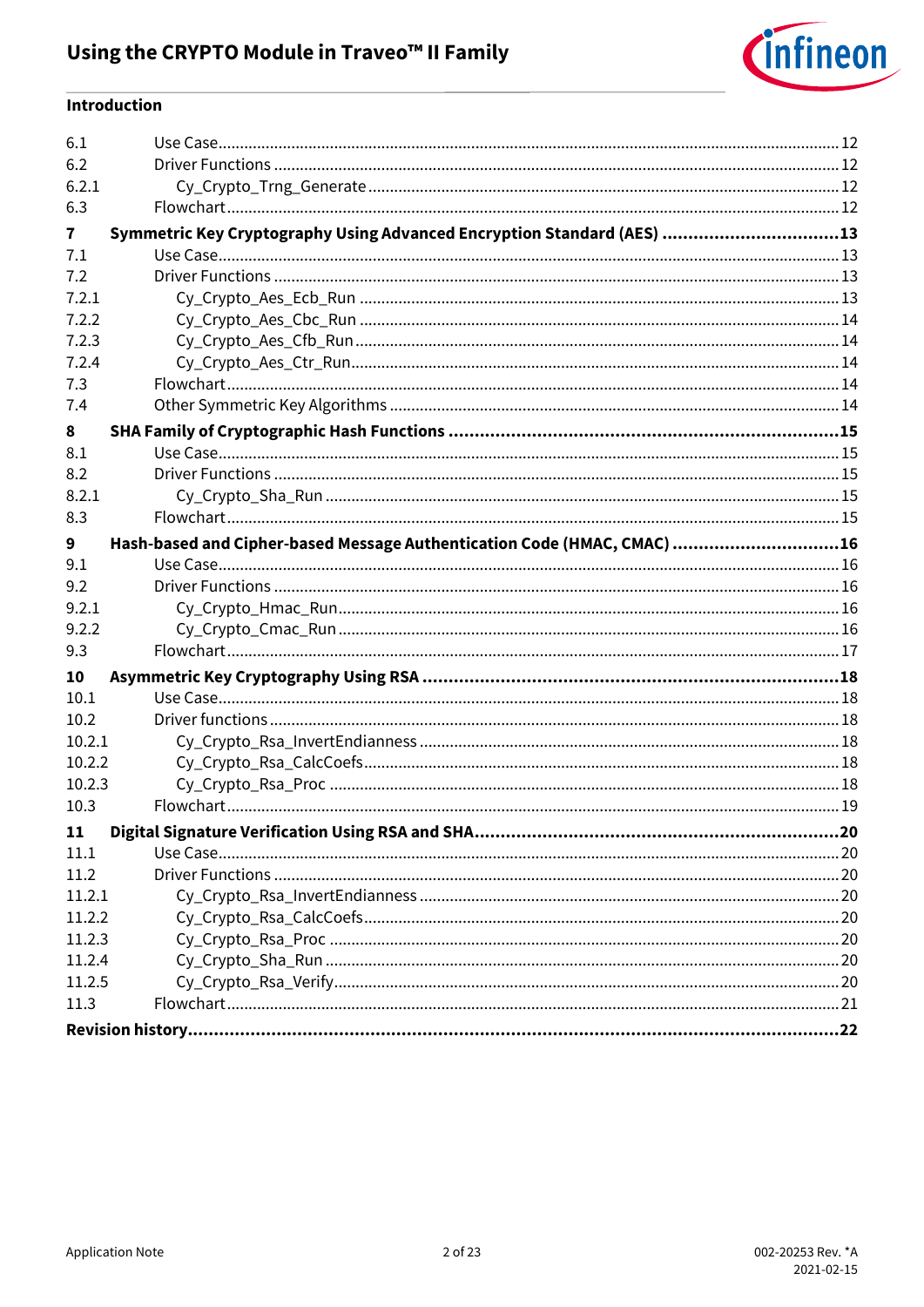| | | |
|---|---|---|
| 6.1 | Use Case | 12 |
| 6.2 | Driver Functions | 12 |
| 6.2.1 | Cy_Crypto_Trng_Generate | 12 |
| 6.3 | Flowchart | 12 |
| **7** | **Symmetric Key Cryptography Using Advanced Encryption Standard (AES)** | **13** |
| 7.1 | Use Case | 13 |
| 7.2 | Driver Functions | 13 |
| 7.2.1 | Cy_Crypto_Aes_Ecb_Run | 13 |
| 7.2.2 | Cy_Crypto_Aes_Cbc_Run | 14 |
| 7.2.3 | Cy_Crypto_Aes_Cfb_Run | 14 |
| 7.2.4 | Cy_Crypto_Aes_Ctr_Run | 14 |
| 7.3 | Flowchart | 14 |
| 7.4 | Other Symmetric Key Algorithms | 14 |
| **8** | **SHA Family of Cryptographic Hash Functions** | **15** |
| 8.1 | Use Case | 15 |
| 8.2 | Driver Functions | 15 |
| 8.2.1 | Cy_Crypto_Sha_Run | 15 |
| 8.3 | Flowchart | 15 |
| **9** | **Hash-based and Cipher-based Message Authentication Code (HMAC, CMAC)** | **16** |
| 9.1 | Use Case | 16 |
| 9.2 | Driver Functions | 16 |
| 9.2.1 | Cy_Crypto_Hmac_Run | 16 |
| 9.2.2 | Cy_Crypto_Cmac_Run | 16 |
| 9.3 | Flowchart | 17 |
| **10** | **Asymmetric Key Cryptography Using RSA** | **18** |
| 10.1 | Use Case | 18 |
| 10.2 | Driver functions | 18 |
| 10.2.1 | Cy_Crypto_Rsa_InvertEndianness | 18 |
| 10.2.2 | Cy_Crypto_Rsa_CalcCoefs | 18 |
| 10.2.3 | Cy_Crypto_Rsa_Proc | 18 |
| 10.3 | Flowchart | 19 |
| **11** | **Digital Signature Verification Using RSA and SHA** | **20** |
| 11.1 | Use Case | 20 |
| 11.2 | Driver Functions | 20 |
| 11.2.1 | Cy_Crypto_Rsa_InvertEndianness | 20 |
| 11.2.2 | Cy_Crypto_Rsa_CalcCoefs | 20 |
| 11.2.3 | Cy_Crypto_Rsa_Proc | 20 |
| 11.2.4 | Cy_Crypto_Sha_Run | 20 |
| 11.2.5 | Cy_Crypto_Rsa_Verify | 20 |
| 11.3 | Flowchart | 21 |
| **Revision history** | | **22** |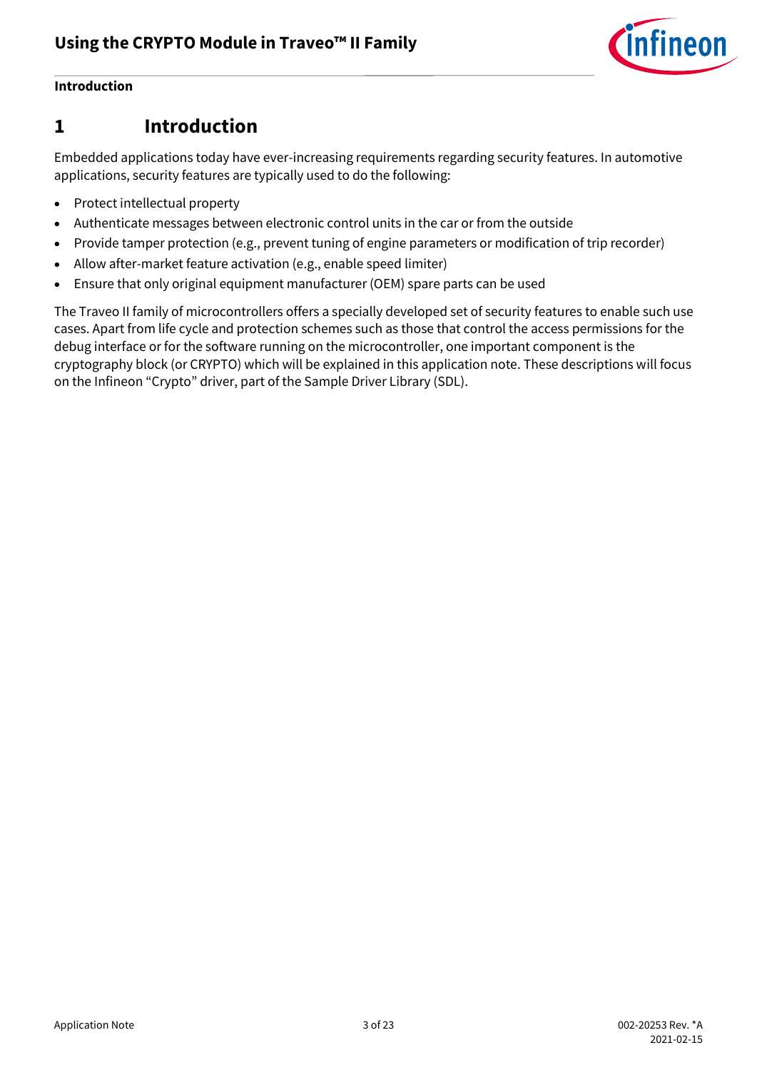# 1 Introduction

Embedded applications today have ever-increasing requirements regarding security features. In automotive applications, security features are typically used to do the following:

- Protect intellectual property
- Authenticate messages between electronic control units in the car or from the outside
- Provide tamper protection (e.g., prevent tuning of engine parameters or modification of trip recorder)
- Allow after-market feature activation (e.g., enable speed limiter)
- Ensure that only original equipment manufacturer (OEM) spare parts can be used

The Traveo II family of microcontrollers offers a specially developed set of security features to enable such use cases. Apart from life cycle and protection schemes such as those that control the access permissions for the debug interface or for the software running on the microcontroller, one important component is the cryptography block (or CRYPTO) which will be explained in this application note. These descriptions will focus on the Infineon "Crypto" driver, part of the Sample Driver Library (SDL).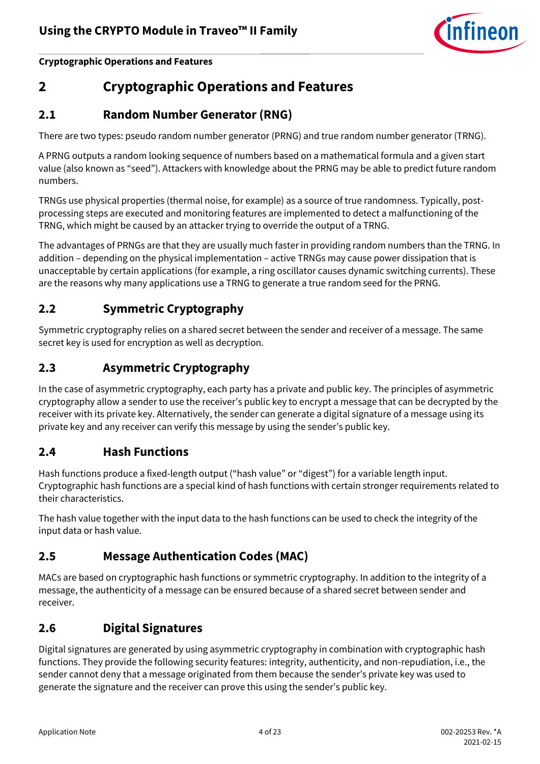# 2 Cryptographic Operations and Features

## 2.1 Random Number Generator (RNG)

There are two types: pseudo random number generator (PRNG) and true random number generator (TRNG).

A PRNG outputs a random looking sequence of numbers based on a mathematical formula and a given start value (also known as "seed"). Attackers with knowledge about the PRNG may be able to predict future random numbers.

TRNGs use physical properties (thermal noise, for example) as a source of true randomness. Typically, post-processing steps are executed and monitoring features are implemented to detect a malfunctioning of the TRNG, which might be caused by an attacker trying to override the output of a TRNG.

The advantages of PRNGs are that they are usually much faster in providing random numbers than the TRNG. In addition – depending on the physical implementation – active TRNGs may cause power dissipation that is unacceptable by certain applications (for example, a ring oscillator causes dynamic switching currents). These are the reasons why many applications use a TRNG to generate a true random seed for the PRNG.

## 2.2 Symmetric Cryptography

Symmetric cryptography relies on a shared secret between the sender and receiver of a message. The same secret key is used for encryption as well as decryption.

## 2.3 Asymmetric Cryptography

In the case of asymmetric cryptography, each party has a private and public key. The principles of asymmetric cryptography allow a sender to use the receiver's public key to encrypt a message that can be decrypted by the receiver with its private key. Alternatively, the sender can generate a digital signature of a message using its private key and any receiver can verify this message by using the sender's public key.

## 2.4 Hash Functions

Hash functions produce a fixed-length output ("hash value" or "digest") for a variable length input. Cryptographic hash functions are a special kind of hash functions with certain stronger requirements related to their characteristics.

The hash value together with the input data to the hash functions can be used to check the integrity of the input data or hash value.

## 2.5 Message Authentication Codes (MAC)

MACs are based on cryptographic hash functions or symmetric cryptography. In addition to the integrity of a message, the authenticity of a message can be ensured because of a shared secret between sender and receiver.

## 2.6 Digital Signatures

Digital signatures are generated by using asymmetric cryptography in combination with cryptographic hash functions. They provide the following security features: integrity, authenticity, and non-repudiation, i.e., the sender cannot deny that a message originated from them because the sender's private key was used to generate the signature and the receiver can prove this using the sender's public key.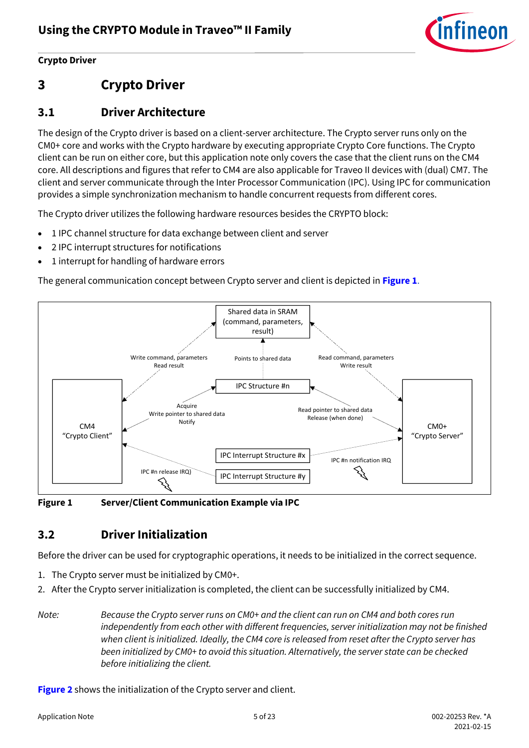# 3 Crypto Driver

## 3.1 Driver Architecture

The design of the Crypto driver is based on a client-server architecture. The Crypto server runs only on the CM0+ core and works with the Crypto hardware by executing appropriate Crypto Core functions. The Crypto client can be run on either core, but this application note only covers the case that the client runs on the CM4 core. All descriptions and figures that refer to CM4 are also applicable for Traveo II devices with (dual) CM7. The client and server communicate through the Inter Processor Communication (IPC). Using IPC for communication provides a simple synchronization mechanism to handle concurrent requests from different cores.

The Crypto driver utilizes the following hardware resources besides the CRYPTO block:

- 1 IPC channel structure for data exchange between client and server
- 2 IPC interrupt structures for notifications
- 1 interrupt for handling of hardware errors

The general communication concept between Crypto server and client is depicted in **Figure 1**.

**Figure 1 Server/Client Communication Example via IPC**

## 3.2 Driver Initialization

Before the driver can be used for cryptographic operations, it needs to be initialized in the correct sequence.

1. The Crypto server must be initialized by CM0+.
2. After the Crypto server initialization is completed, the client can be successfully initialized by CM4.

*Note: Because the Crypto server runs on CM0+ and the client can run on CM4 and both cores run independently from each other with different frequencies, server initialization may not be finished when client is initialized. Ideally, the CM4 core is released from reset after the Crypto server has been initialized by CM0+ to avoid this situation. Alternatively, the server state can be checked before initializing the client.*

**Figure 2** shows the initialization of the Crypto server and client.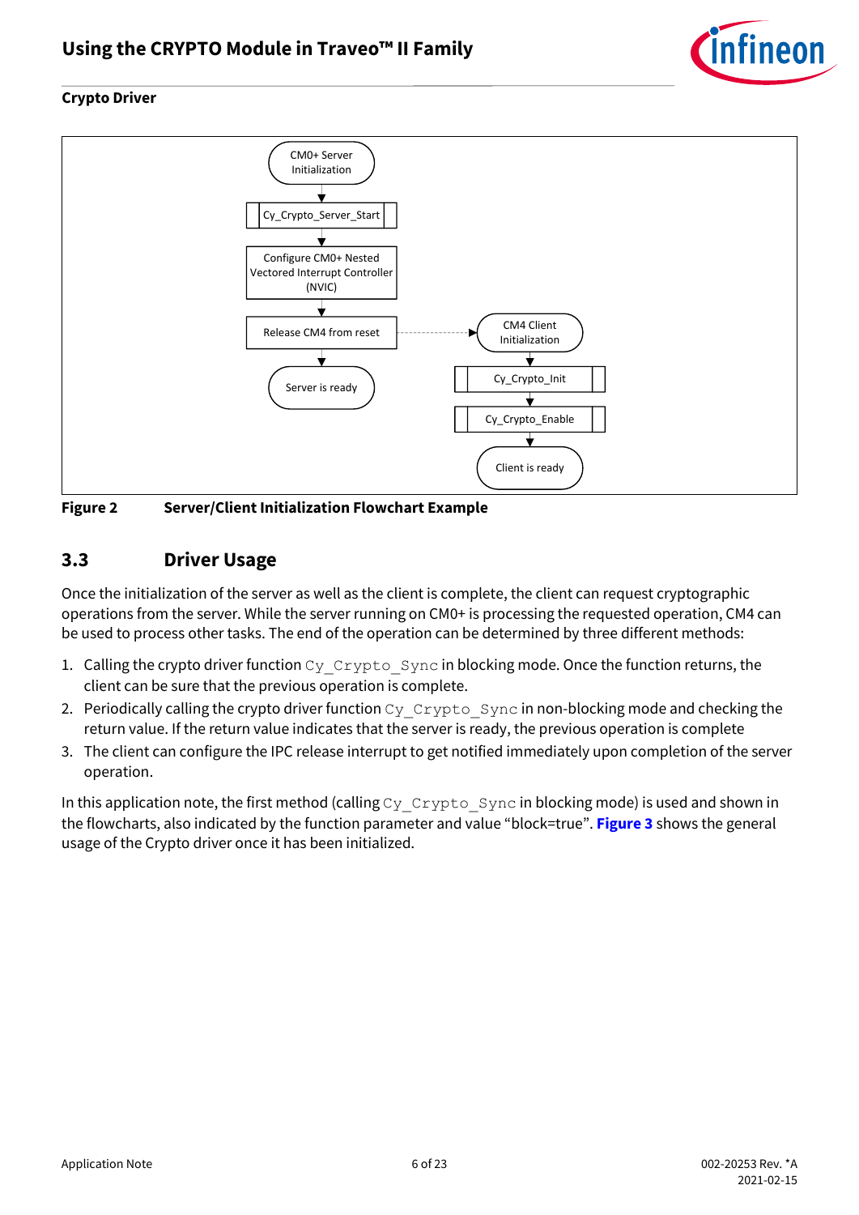Crypto Driver

CM0+ Server Initialization

Cy_Crypto_Server_Start

Configure CM0+ Nested Vectored Interrupt Controller (NVIC)

Release CM4 from reset

Server is ready

CM4 Client Initialization

Cy_Crypto_Init

Cy_Crypto_Enable

Client is ready

**Figure 2 Server/Client Initialization Flowchart Example**

## 3.3 Driver Usage

Once the initialization of the server as well as the client is complete, the client can request cryptographic operations from the server. While the server running on CM0+ is processing the requested operation, CM4 can be used to process other tasks. The end of the operation can be determined by three different methods:

1. Calling the crypto driver function `Cy_Crypto_Sync` in blocking mode. Once the function returns, the client can be sure that the previous operation is complete.
2. Periodically calling the crypto driver function `Cy_Crypto_Sync` in non-blocking mode and checking the return value. If the return value indicates that the server is ready, the previous operation is complete
3. The client can configure the IPC release interrupt to get notified immediately upon completion of the server operation.

In this application note, the first method (calling `Cy_Crypto_Sync` in blocking mode) is used and shown in the flowcharts, also indicated by the function parameter and value "block=true". **Figure 3** shows the general usage of the Crypto driver once it has been initialized.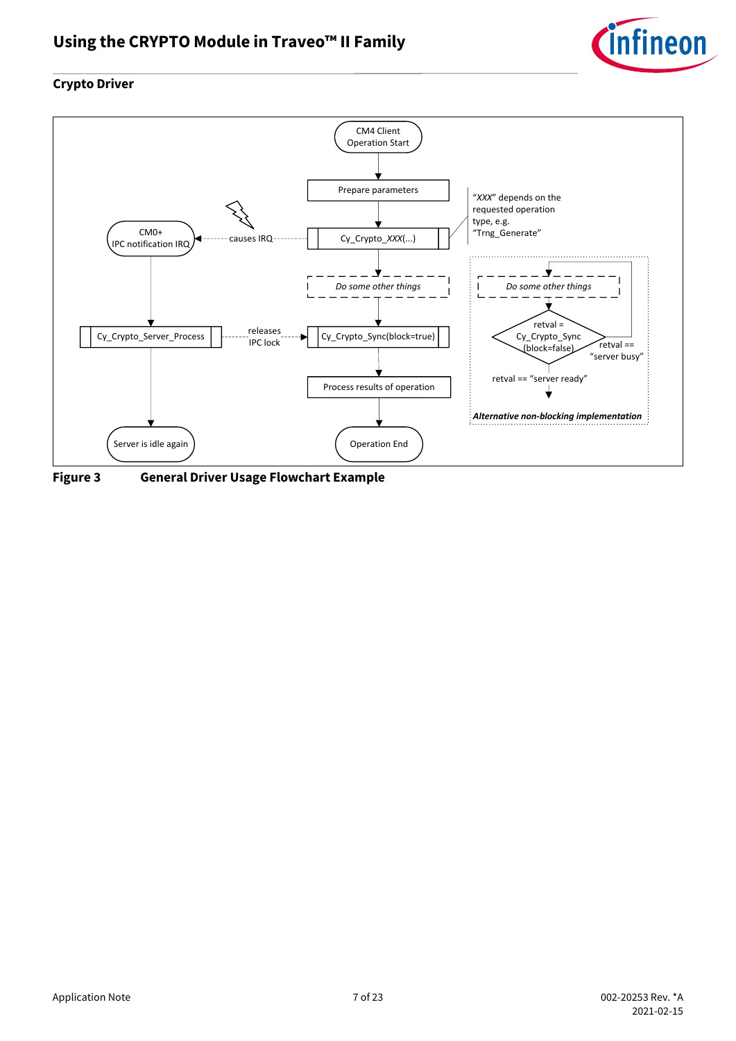**Figure 3 General Driver Usage Flowchart Example**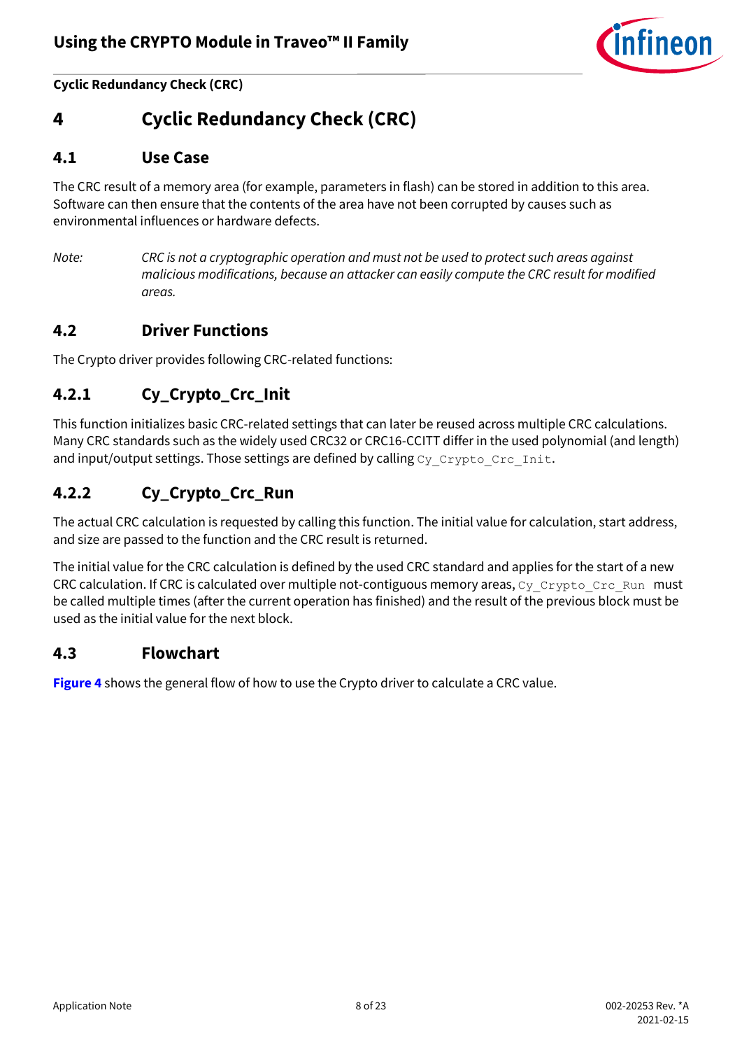# 4 Cyclic Redundancy Check (CRC)

## 4.1 Use Case

The CRC result of a memory area (for example, parameters in flash) can be stored in addition to this area. Software can then ensure that the contents of the area have not been corrupted by causes such as environmental influences or hardware defects.

*Note: CRC is not a cryptographic operation and must not be used to protect such areas against malicious modifications, because an attacker can easily compute the CRC result for modified areas.*

## 4.2 Driver Functions

The Crypto driver provides following CRC-related functions:

### 4.2.1 Cy_Crypto_Crc_Init

This function initializes basic CRC-related settings that can later be reused across multiple CRC calculations. Many CRC standards such as the widely used CRC32 or CRC16-CCITT differ in the used polynomial (and length) and input/output settings. Those settings are defined by calling `Cy_Crypto_Crc_Init`.

### 4.2.2 Cy_Crypto_Crc_Run

The actual CRC calculation is requested by calling this function. The initial value for calculation, start address, and size are passed to the function and the CRC result is returned.

The initial value for the CRC calculation is defined by the used CRC standard and applies for the start of a new CRC calculation. If CRC is calculated over multiple not-contiguous memory areas, `Cy_Crypto_Crc_Run` must be called multiple times (after the current operation has finished) and the result of the previous block must be used as the initial value for the next block.

## 4.3 Flowchart

**Figure 4** shows the general flow of how to use the Crypto driver to calculate a CRC value.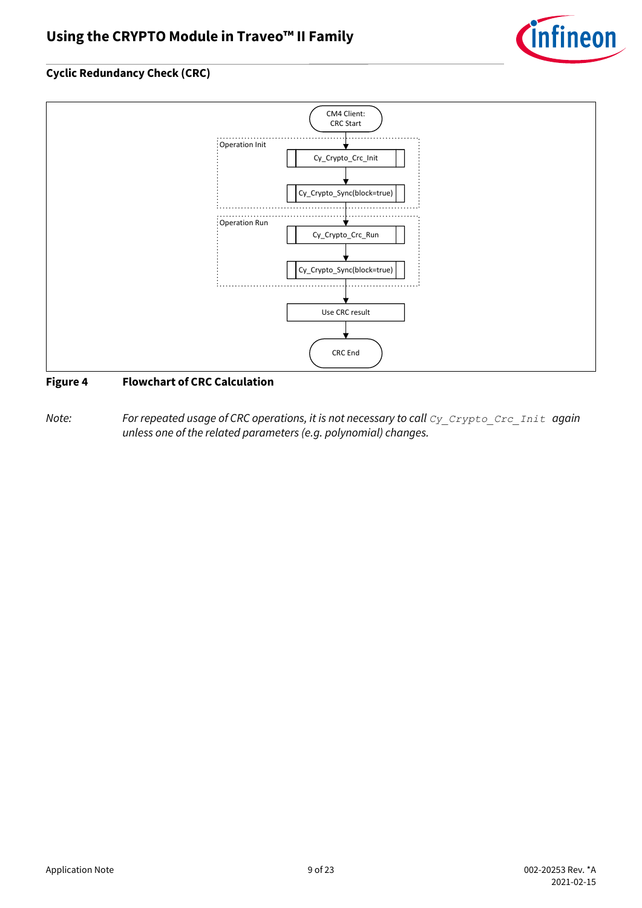## Cyclic Redundancy Check (CRC)

CM4 Client: CRC Start

Operation Init

Cy_Crypto_Crc_Init

Cy_Crypto_Sync(block=true)

Operation Run

Cy_Crypto_Crc_Run

Cy_Crypto_Sync(block=true)

Use CRC result

CRC End

**Figure 4 Flowchart of CRC Calculation**

*Note: For repeated usage of CRC operations, it is not necessary to call `Cy_Crypto_Crc_Init` again unless one of the related parameters (e.g. polynomial) changes.*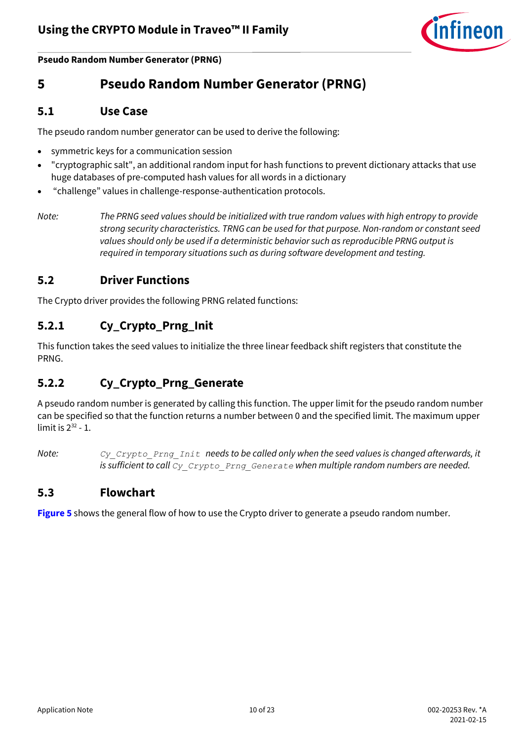# 5 Pseudo Random Number Generator (PRNG)

## 5.1 Use Case

The pseudo random number generator can be used to derive the following:

- symmetric keys for a communication session
- "cryptographic salt", an additional random input for hash functions to prevent dictionary attacks that use huge databases of pre-computed hash values for all words in a dictionary
- "challenge" values in challenge-response-authentication protocols.

*Note:* *The PRNG seed values should be initialized with true random values with high entropy to provide strong security characteristics. TRNG can be used for that purpose. Non-random or constant seed values should only be used if a deterministic behavior such as reproducible PRNG output is required in temporary situations such as during software development and testing.*

## 5.2 Driver Functions

The Crypto driver provides the following PRNG related functions:

### 5.2.1 Cy_Crypto_Prng_Init

This function takes the seed values to initialize the three linear feedback shift registers that constitute the PRNG.

### 5.2.2 Cy_Crypto_Prng_Generate

A pseudo random number is generated by calling this function. The upper limit for the pseudo random number can be specified so that the function returns a number between 0 and the specified limit. The maximum upper limit is $2^{32}$ - 1.

*Note:* `Cy_Crypto_Prng_Init` *needs to be called only when the seed values is changed afterwards, it is sufficient to call* `Cy_Crypto_Prng_Generate` *when multiple random numbers are needed.*

## 5.3 Flowchart

**Figure 5** shows the general flow of how to use the Crypto driver to generate a pseudo random number.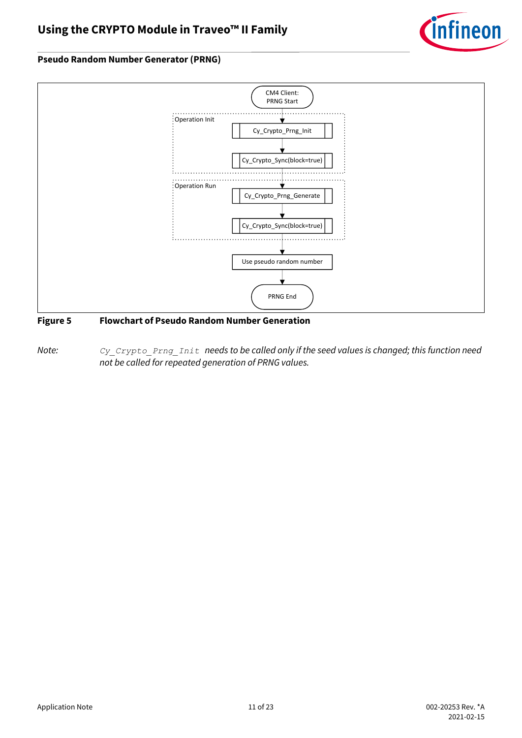**Pseudo Random Number Generator (PRNG)**

CM4 Client: PRNG Start

Operation Init

Cy_Crypto_Prng_Init

Cy_Crypto_Sync(block=true)

Operation Run

Cy_Crypto_Prng_Generate

Cy_Crypto_Sync(block=true)

Use pseudo random number

PRNG End

**Figure 5 Flowchart of Pseudo Random Number Generation**

*Note:* `Cy_Crypto_Prng_Init` *needs to be called only if the seed values is changed; this function need not be called for repeated generation of PRNG values.*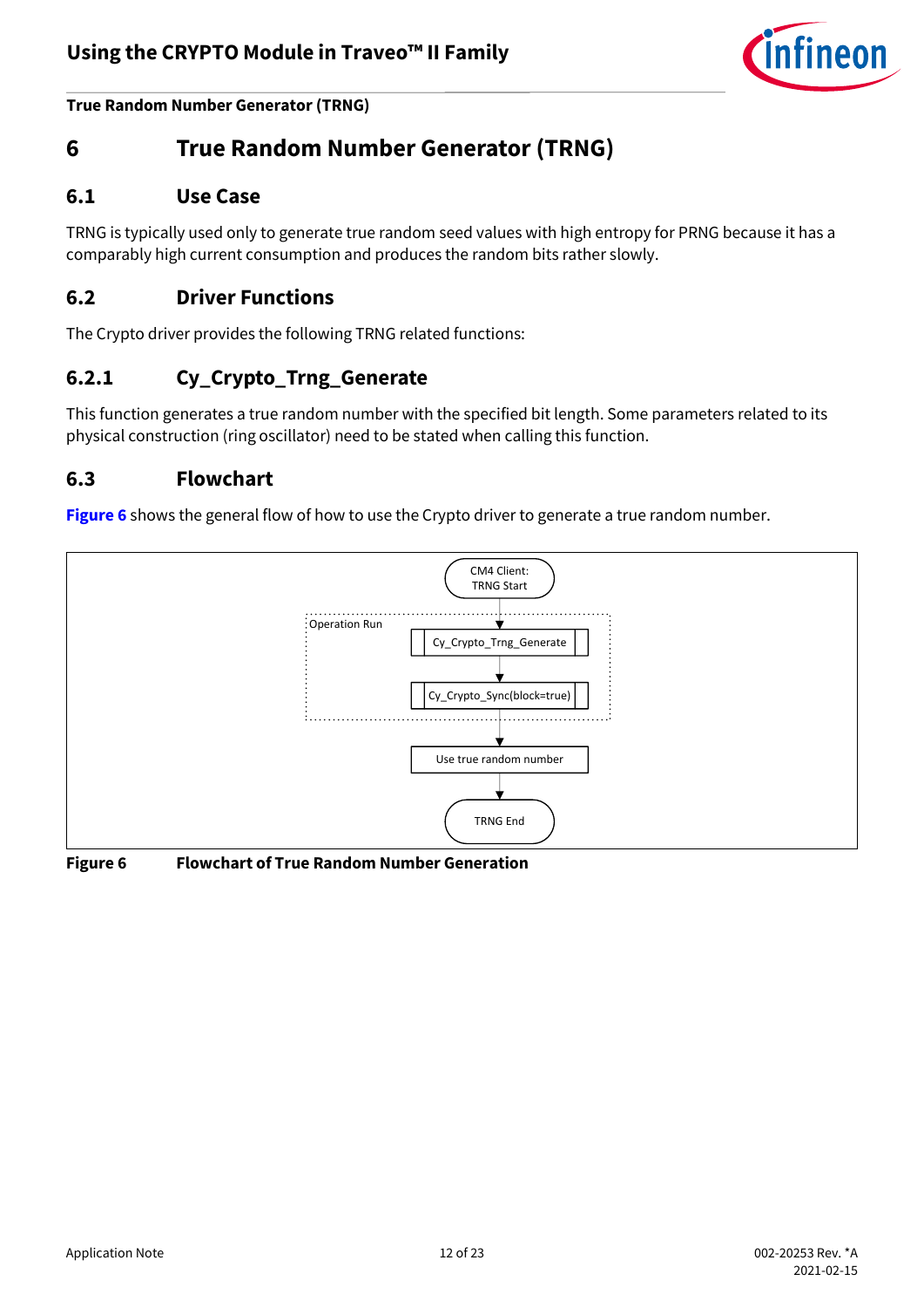# 6 True Random Number Generator (TRNG)

## 6.1 Use Case

TRNG is typically used only to generate true random seed values with high entropy for PRNG because it has a comparably high current consumption and produces the random bits rather slowly.

## 6.2 Driver Functions

The Crypto driver provides the following TRNG related functions:

### 6.2.1 Cy_Crypto_Trng_Generate

This function generates a true random number with the specified bit length. Some parameters related to its physical construction (ring oscillator) need to be stated when calling this function.

## 6.3 Flowchart

**Figure 6** shows the general flow of how to use the Crypto driver to generate a true random number.

CM4 Client: TRNG Start

Operation Run

Cy_Crypto_Trng_Generate

Cy_Crypto_Sync(block=true)

Use true random number

TRNG End

**Figure 6 Flowchart of True Random Number Generation**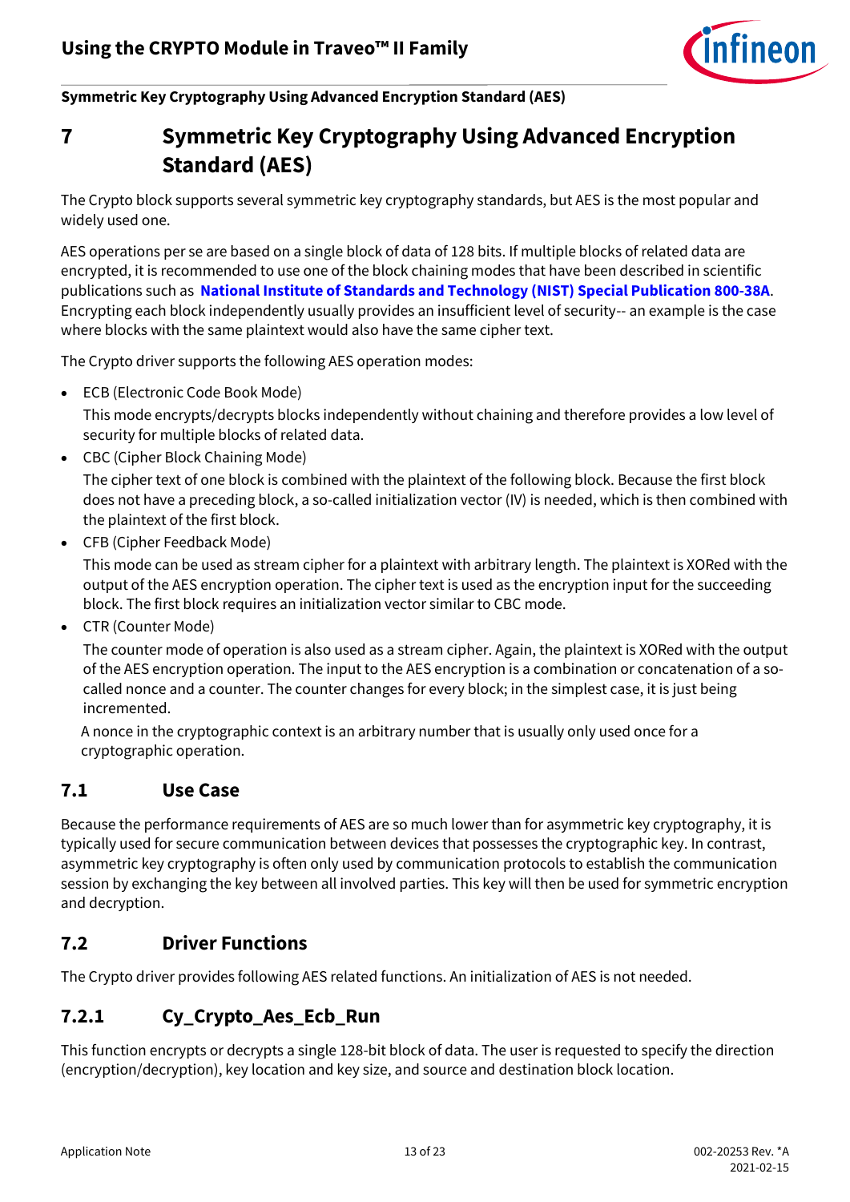# 7 Symmetric Key Cryptography Using Advanced Encryption Standard (AES)

The Crypto block supports several symmetric key cryptography standards, but AES is the most popular and widely used one.

AES operations per se are based on a single block of data of 128 bits. If multiple blocks of related data are encrypted, it is recommended to use one of the block chaining modes that have been described in scientific publications such as **National Institute of Standards and Technology (NIST) Special Publication 800-38A**. Encrypting each block independently usually provides an insufficient level of security-- an example is the case where blocks with the same plaintext would also have the same cipher text.

The Crypto driver supports the following AES operation modes:

- ECB (Electronic Code Book Mode)

  This mode encrypts/decrypts blocks independently without chaining and therefore provides a low level of security for multiple blocks of related data.

- CBC (Cipher Block Chaining Mode)

  The cipher text of one block is combined with the plaintext of the following block. Because the first block does not have a preceding block, a so-called initialization vector (IV) is needed, which is then combined with the plaintext of the first block.

- CFB (Cipher Feedback Mode)

  This mode can be used as stream cipher for a plaintext with arbitrary length. The plaintext is XORed with the output of the AES encryption operation. The cipher text is used as the encryption input for the succeeding block. The first block requires an initialization vector similar to CBC mode.

- CTR (Counter Mode)

  The counter mode of operation is also used as a stream cipher. Again, the plaintext is XORed with the output of the AES encryption operation. The input to the AES encryption is a combination or concatenation of a so-called nonce and a counter. The counter changes for every block; in the simplest case, it is just being incremented.

  A nonce in the cryptographic context is an arbitrary number that is usually only used once for a cryptographic operation.

## 7.1 Use Case

Because the performance requirements of AES are so much lower than for asymmetric key cryptography, it is typically used for secure communication between devices that possesses the cryptographic key. In contrast, asymmetric key cryptography is often only used by communication protocols to establish the communication session by exchanging the key between all involved parties. This key will then be used for symmetric encryption and decryption.

## 7.2 Driver Functions

The Crypto driver provides following AES related functions. An initialization of AES is not needed.

### 7.2.1 Cy_Crypto_Aes_Ecb_Run

This function encrypts or decrypts a single 128-bit block of data. The user is requested to specify the direction (encryption/decryption), key location and key size, and source and destination block location.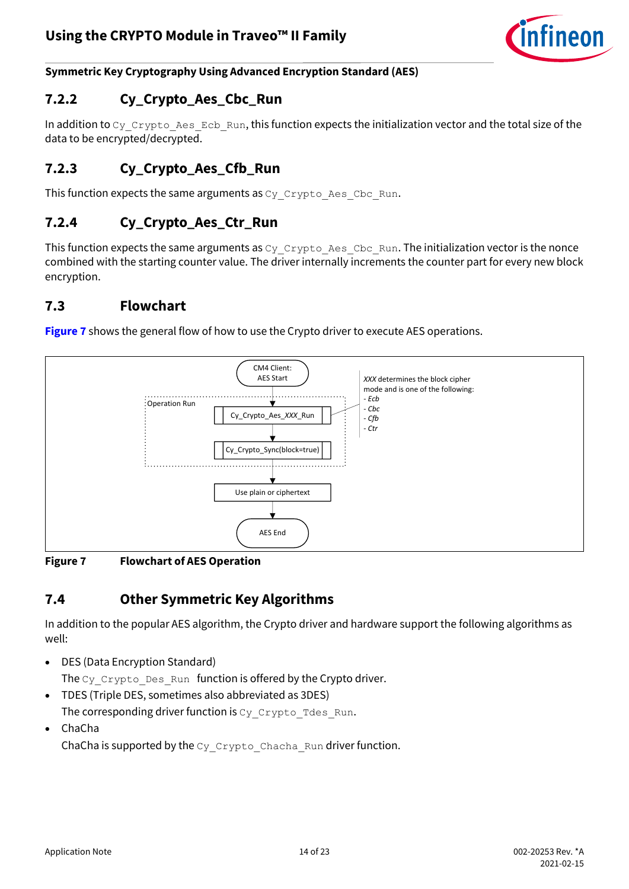### 7.2.2 Cy_Crypto_Aes_Cbc_Run

In addition to `Cy_Crypto_Aes_Ecb_Run`, this function expects the initialization vector and the total size of the data to be encrypted/decrypted.

### 7.2.3 Cy_Crypto_Aes_Cfb_Run

This function expects the same arguments as `Cy_Crypto_Aes_Cbc_Run`.

### 7.2.4 Cy_Crypto_Aes_Ctr_Run

This function expects the same arguments as `Cy_Crypto_Aes_Cbc_Run`. The initialization vector is the nonce combined with the starting counter value. The driver internally increments the counter part for every new block encryption.

## 7.3 Flowchart

**Figure 7** shows the general flow of how to use the Crypto driver to execute AES operations.

CM4 Client: AES Start

Operation Run:
- Cy_Crypto_Aes_*XXX*_Run
- Cy_Crypto_Sync(block=true)

Use plain or ciphertext

AES End

*XXX* determines the block cipher mode and is one of the following:
- *Ecb*
- *Cbc*
- *Cfb*
- *Ctr*

**Figure 7 Flowchart of AES Operation**

## 7.4 Other Symmetric Key Algorithms

In addition to the popular AES algorithm, the Crypto driver and hardware support the following algorithms as well:

- DES (Data Encryption Standard)
  The `Cy_Crypto_Des_Run` function is offered by the Crypto driver.
- TDES (Triple DES, sometimes also abbreviated as 3DES)
  The corresponding driver function is `Cy_Crypto_Tdes_Run`.
- ChaCha
  ChaCha is supported by the `Cy_Crypto_Chacha_Run` driver function.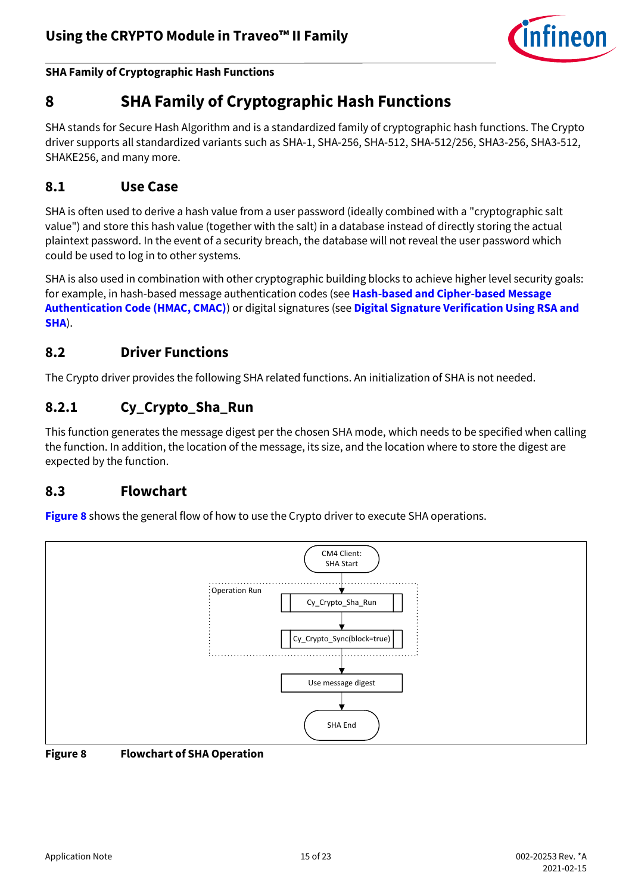# 8 SHA Family of Cryptographic Hash Functions

SHA stands for Secure Hash Algorithm and is a standardized family of cryptographic hash functions. The Crypto driver supports all standardized variants such as SHA-1, SHA-256, SHA-512, SHA-512/256, SHA3-256, SHA3-512, SHAKE256, and many more.

## 8.1 Use Case

SHA is often used to derive a hash value from a user password (ideally combined with a "cryptographic salt value") and store this hash value (together with the salt) in a database instead of directly storing the actual plaintext password. In the event of a security breach, the database will not reveal the user password which could be used to log in to other systems.

SHA is also used in combination with other cryptographic building blocks to achieve higher level security goals: for example, in hash-based message authentication codes (see **Hash-based and Cipher-based Message Authentication Code (HMAC, CMAC)**) or digital signatures (see **Digital Signature Verification Using RSA and SHA**).

## 8.2 Driver Functions

The Crypto driver provides the following SHA related functions. An initialization of SHA is not needed.

### 8.2.1 Cy_Crypto_Sha_Run

This function generates the message digest per the chosen SHA mode, which needs to be specified when calling the function. In addition, the location of the message, its size, and the location where to store the digest are expected by the function.

## 8.3 Flowchart

**Figure 8** shows the general flow of how to use the Crypto driver to execute SHA operations.

CM4 Client: SHA Start

Operation Run

Cy_Crypto_Sha_Run

Cy_Crypto_Sync(block=true)

Use message digest

SHA End

**Figure 8 Flowchart of SHA Operation**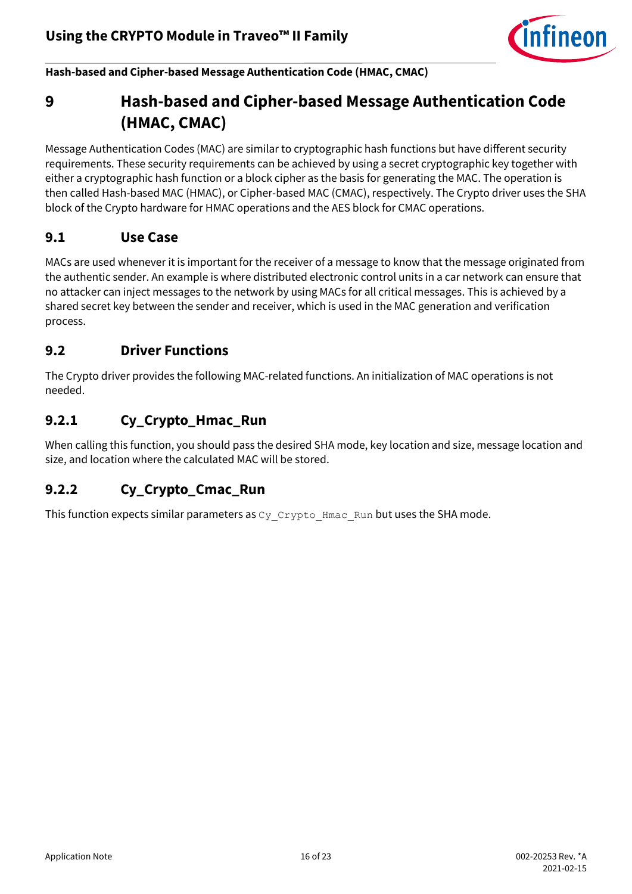# 9 Hash-based and Cipher-based Message Authentication Code (HMAC, CMAC)

Message Authentication Codes (MAC) are similar to cryptographic hash functions but have different security requirements. These security requirements can be achieved by using a secret cryptographic key together with either a cryptographic hash function or a block cipher as the basis for generating the MAC. The operation is then called Hash-based MAC (HMAC), or Cipher-based MAC (CMAC), respectively. The Crypto driver uses the SHA block of the Crypto hardware for HMAC operations and the AES block for CMAC operations.

## 9.1 Use Case

MACs are used whenever it is important for the receiver of a message to know that the message originated from the authentic sender. An example is where distributed electronic control units in a car network can ensure that no attacker can inject messages to the network by using MACs for all critical messages. This is achieved by a shared secret key between the sender and receiver, which is used in the MAC generation and verification process.

## 9.2 Driver Functions

The Crypto driver provides the following MAC-related functions. An initialization of MAC operations is not needed.

### 9.2.1 Cy_Crypto_Hmac_Run

When calling this function, you should pass the desired SHA mode, key location and size, message location and size, and location where the calculated MAC will be stored.

### 9.2.2 Cy_Crypto_Cmac_Run

This function expects similar parameters as `Cy_Crypto_Hmac_Run` but uses the SHA mode.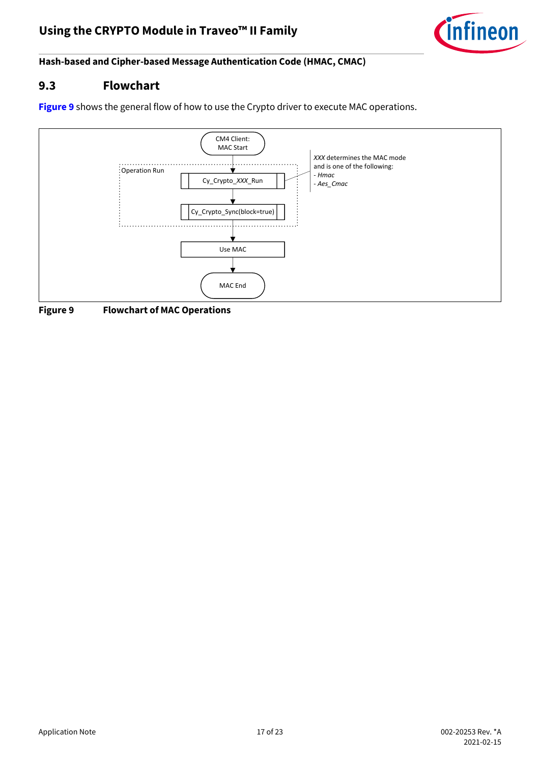## 9.3 Flowchart

Figure 9 shows the general flow of how to use the Crypto driver to execute MAC operations.

CM4 Client: MAC Start

Operation Run

Cy_Crypto_*XXX*_Run

Cy_Crypto_Sync(block=true)

Use MAC

MAC End

*XXX* determines the MAC mode and is one of the following:
- *Hmac*
- *Aes_Cmac*

**Figure 9 Flowchart of MAC Operations**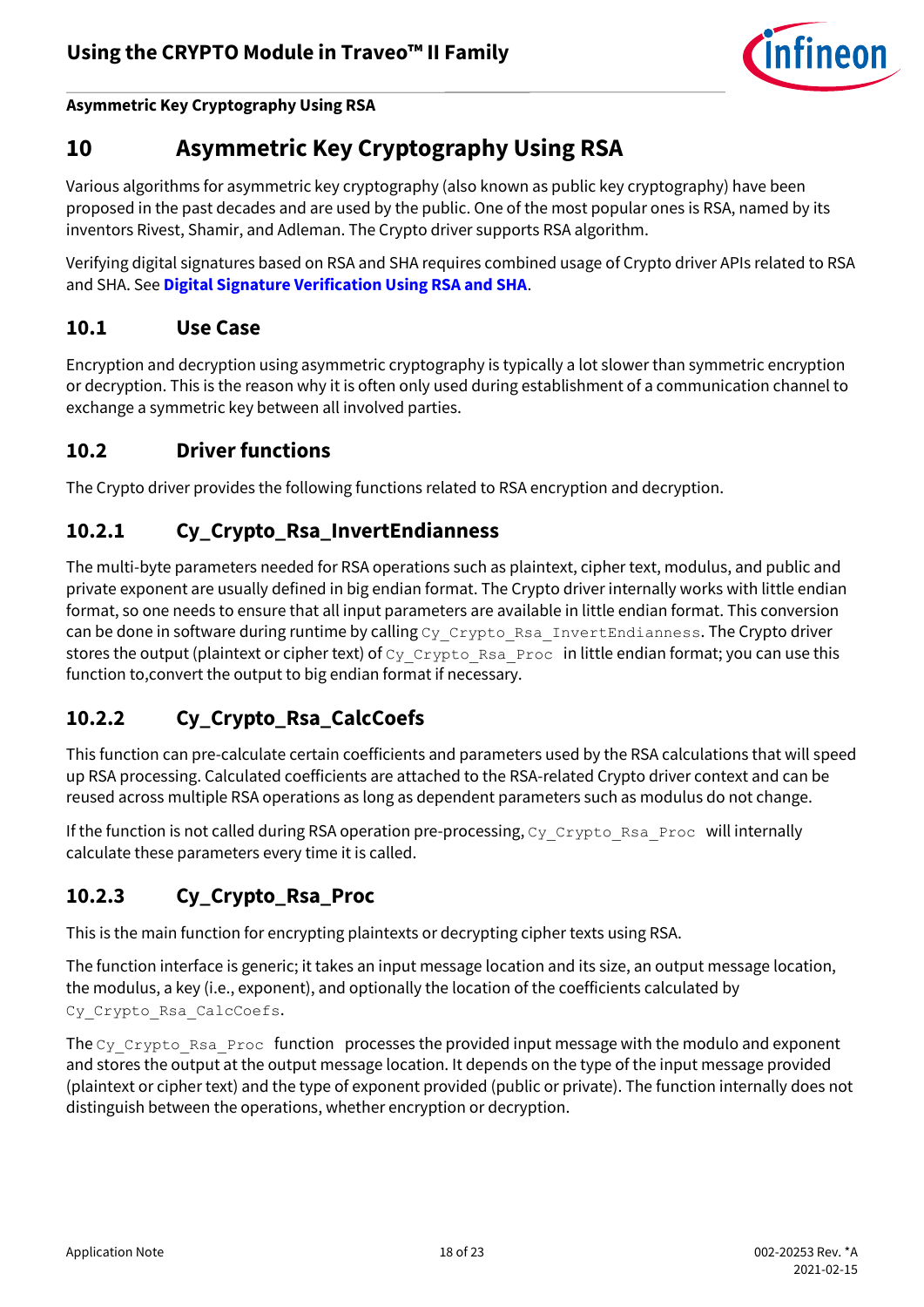# 10 Asymmetric Key Cryptography Using RSA

Various algorithms for asymmetric key cryptography (also known as public key cryptography) have been proposed in the past decades and are used by the public. One of the most popular ones is RSA, named by its inventors Rivest, Shamir, and Adleman. The Crypto driver supports RSA algorithm.

Verifying digital signatures based on RSA and SHA requires combined usage of Crypto driver APIs related to RSA and SHA. See **Digital Signature Verification Using RSA and SHA**.

## 10.1 Use Case

Encryption and decryption using asymmetric cryptography is typically a lot slower than symmetric encryption or decryption. This is the reason why it is often only used during establishment of a communication channel to exchange a symmetric key between all involved parties.

## 10.2 Driver functions

The Crypto driver provides the following functions related to RSA encryption and decryption.

### 10.2.1 Cy_Crypto_Rsa_InvertEndianness

The multi-byte parameters needed for RSA operations such as plaintext, cipher text, modulus, and public and private exponent are usually defined in big endian format. The Crypto driver internally works with little endian format, so one needs to ensure that all input parameters are available in little endian format. This conversion can be done in software during runtime by calling `Cy_Crypto_Rsa_InvertEndianness`. The Crypto driver stores the output (plaintext or cipher text) of `Cy_Crypto_Rsa_Proc` in little endian format; you can use this function to,convert the output to big endian format if necessary.

### 10.2.2 Cy_Crypto_Rsa_CalcCoefs

This function can pre-calculate certain coefficients and parameters used by the RSA calculations that will speed up RSA processing. Calculated coefficients are attached to the RSA-related Crypto driver context and can be reused across multiple RSA operations as long as dependent parameters such as modulus do not change.

If the function is not called during RSA operation pre-processing, `Cy_Crypto_Rsa_Proc` will internally calculate these parameters every time it is called.

### 10.2.3 Cy_Crypto_Rsa_Proc

This is the main function for encrypting plaintexts or decrypting cipher texts using RSA.

The function interface is generic; it takes an input message location and its size, an output message location, the modulus, a key (i.e., exponent), and optionally the location of the coefficients calculated by `Cy_Crypto_Rsa_CalcCoefs`.

The `Cy_Crypto_Rsa_Proc` function processes the provided input message with the modulo and exponent and stores the output at the output message location. It depends on the type of the input message provided (plaintext or cipher text) and the type of exponent provided (public or private). The function internally does not distinguish between the operations, whether encryption or decryption.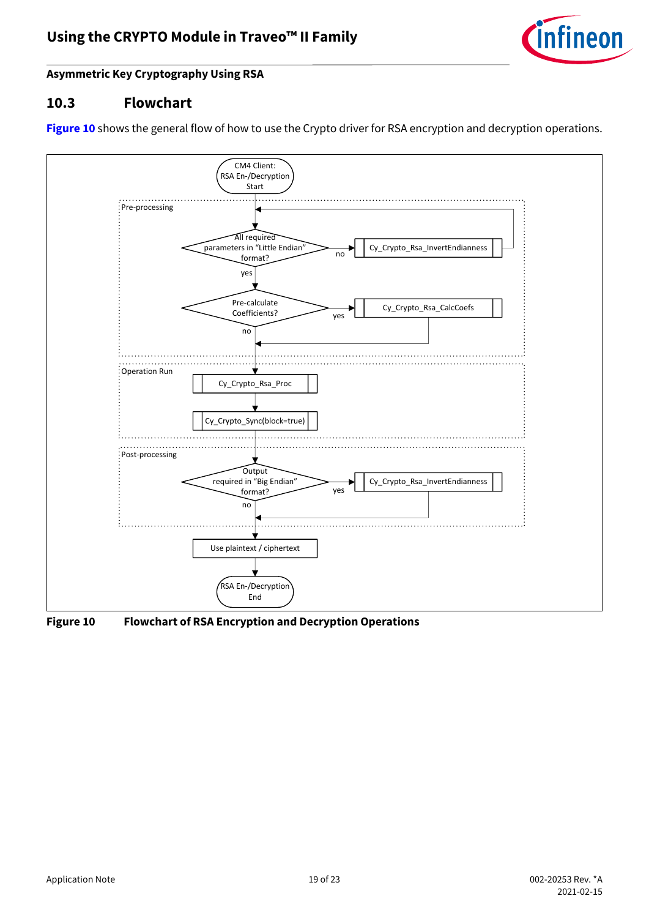## Asymmetric Key Cryptography Using RSA

### 10.3 Flowchart

**Figure 10** shows the general flow of how to use the Crypto driver for RSA encryption and decryption operations.

CM4 Client: RSA En-/Decryption Start

Pre-processing

All required parameters in "Little Endian" format? — no → Cy_Crypto_Rsa_InvertEndianness — yes ↓

Pre-calculate Coefficients? — yes → Cy_Crypto_Rsa_CalcCoefs — no ↓

Operation Run

Cy_Crypto_Rsa_Proc

Cy_Crypto_Sync(block=true)

Post-processing

Output required in "Big Endian" format? — yes → Cy_Crypto_Rsa_InvertEndianness — no ↓

Use plaintext / ciphertext

RSA En-/Decryption End

**Figure 10 Flowchart of RSA Encryption and Decryption Operations**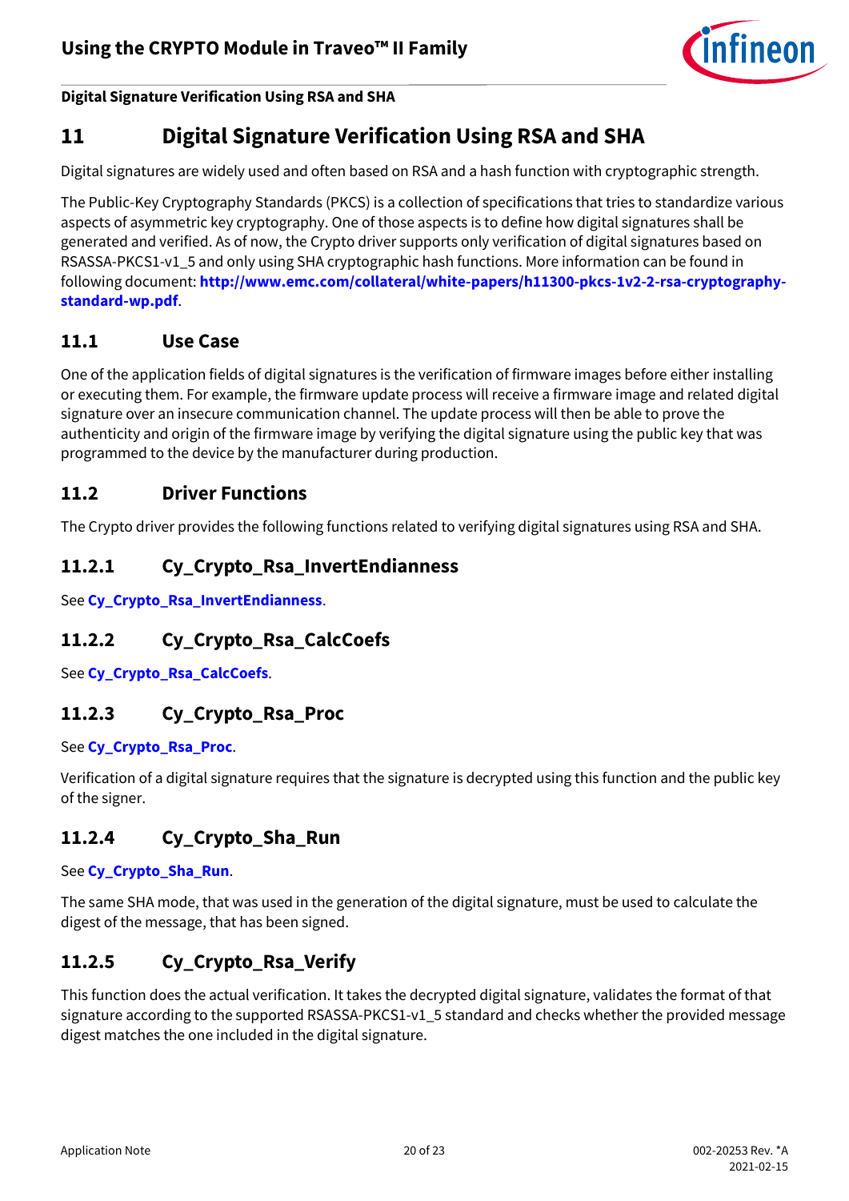# 11 Digital Signature Verification Using RSA and SHA

Digital signatures are widely used and often based on RSA and a hash function with cryptographic strength.

The Public-Key Cryptography Standards (PKCS) is a collection of specifications that tries to standardize various aspects of asymmetric key cryptography. One of those aspects is to define how digital signatures shall be generated and verified. As of now, the Crypto driver supports only verification of digital signatures based on RSASSA-PKCS1-v1_5 and only using SHA cryptographic hash functions. More information can be found in following document: **http://www.emc.com/collateral/white-papers/h11300-pkcs-1v2-2-rsa-cryptography-standard-wp.pdf**.

## 11.1 Use Case

One of the application fields of digital signatures is the verification of firmware images before either installing or executing them. For example, the firmware update process will receive a firmware image and related digital signature over an insecure communication channel. The update process will then be able to prove the authenticity and origin of the firmware image by verifying the digital signature using the public key that was programmed to the device by the manufacturer during production.

## 11.2 Driver Functions

The Crypto driver provides the following functions related to verifying digital signatures using RSA and SHA.

### 11.2.1 Cy_Crypto_Rsa_InvertEndianness

See **Cy_Crypto_Rsa_InvertEndianness**.

### 11.2.2 Cy_Crypto_Rsa_CalcCoefs

See **Cy_Crypto_Rsa_CalcCoefs**.

### 11.2.3 Cy_Crypto_Rsa_Proc

See **Cy_Crypto_Rsa_Proc**.

Verification of a digital signature requires that the signature is decrypted using this function and the public key of the signer.

### 11.2.4 Cy_Crypto_Sha_Run

See **Cy_Crypto_Sha_Run**.

The same SHA mode, that was used in the generation of the digital signature, must be used to calculate the digest of the message, that has been signed.

### 11.2.5 Cy_Crypto_Rsa_Verify

This function does the actual verification. It takes the decrypted digital signature, validates the format of that signature according to the supported RSASSA-PKCS1-v1_5 standard and checks whether the provided message digest matches the one included in the digital signature.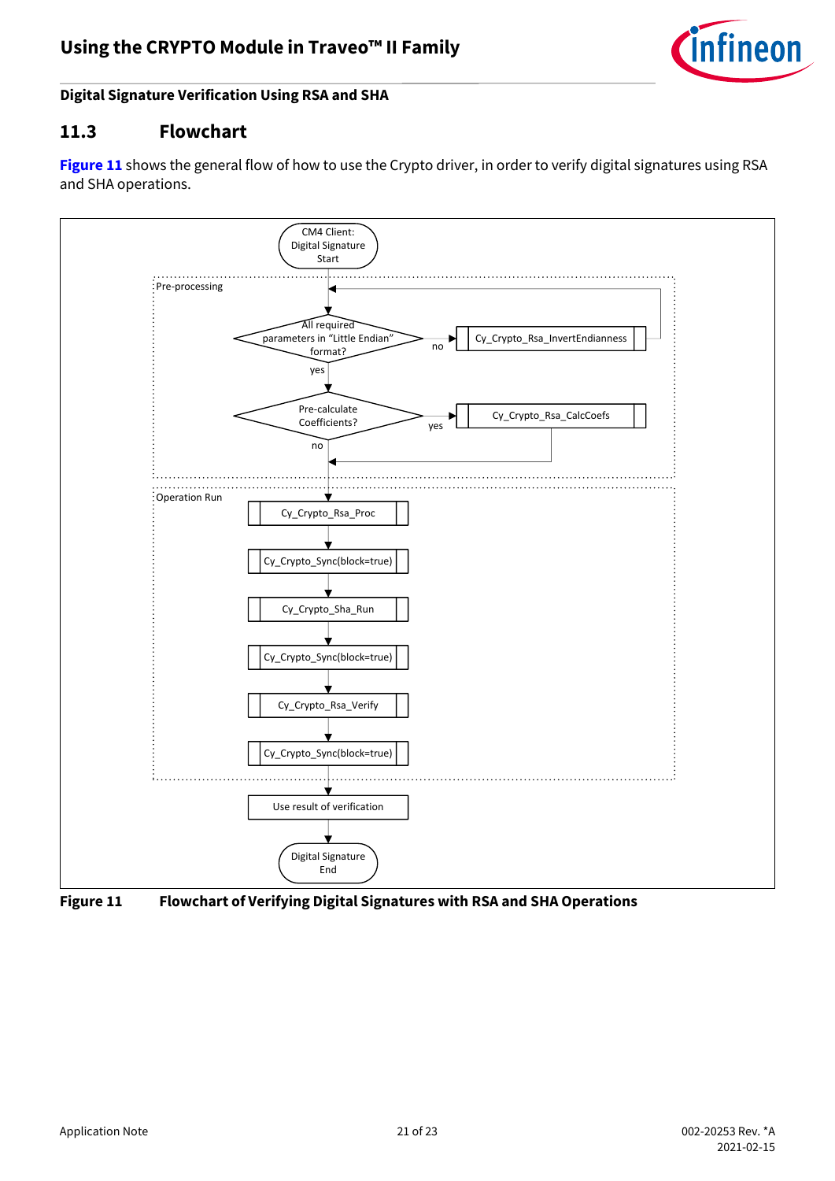## 11.3 Flowchart

**Figure 11** shows the general flow of how to use the Crypto driver, in order to verify digital signatures using RSA and SHA operations.

**Figure 11 Flowchart of Verifying Digital Signatures with RSA and SHA Operations**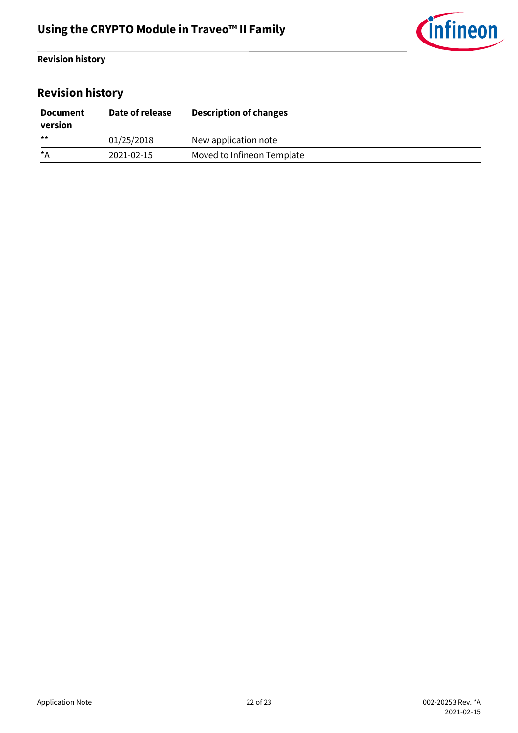## Revision history

| Document version | Date of release | Description of changes |
|---|---|---|
| ** | 01/25/2018 | New application note |
| *A | 2021-02-15 | Moved to Infineon Template |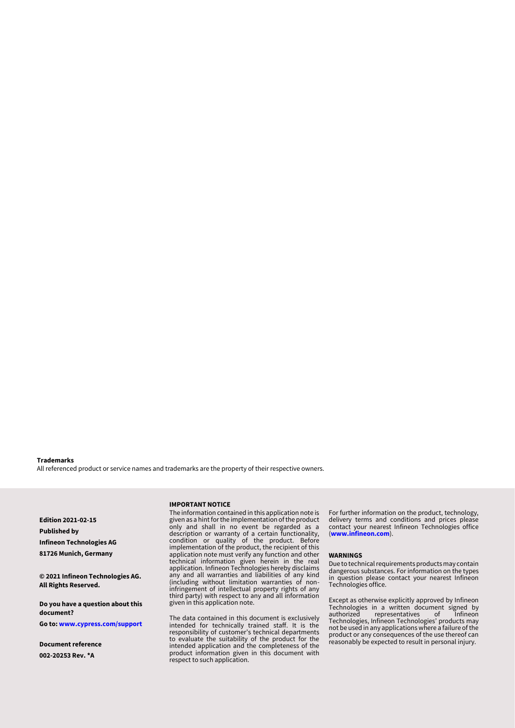**Trademarks**

All referenced product or service names and trademarks are the property of their respective owners.

**Edition 2021-02-15**

**Published by**

**Infineon Technologies AG**

**81726 Munich, Germany**

**© 2021 Infineon Technologies AG. All Rights Reserved.**

**Do you have a question about this document?**

**Go to: www.cypress.com/support**

**Document reference**

**002-20253 Rev. *A**

**IMPORTANT NOTICE**

The information contained in this application note is given as a hint for the implementation of the product only and shall in no event be regarded as a description or warranty of a certain functionality, condition or quality of the product. Before implementation of the product, the recipient of this application note must verify any function and other technical information given herein in the real application. Infineon Technologies hereby disclaims any and all warranties and liabilities of any kind (including without limitation warranties of non-infringement of intellectual property rights of any third party) with respect to any and all information given in this application note.

The data contained in this document is exclusively intended for technically trained staff. It is the responsibility of customer's technical departments to evaluate the suitability of the product for the intended application and the completeness of the product information given in this document with respect to such application.

For further information on the product, technology, delivery terms and conditions and prices please contact your nearest Infineon Technologies office (**www.infineon.com**).

**WARNINGS**

Due to technical requirements products may contain dangerous substances. For information on the types in question please contact your nearest Infineon Technologies office.

Except as otherwise explicitly approved by Infineon Technologies in a written document signed by authorized representatives of Infineon Technologies, Infineon Technologies' products may not be used in any applications where a failure of the product or any consequences of the use thereof can reasonably be expected to result in personal injury.